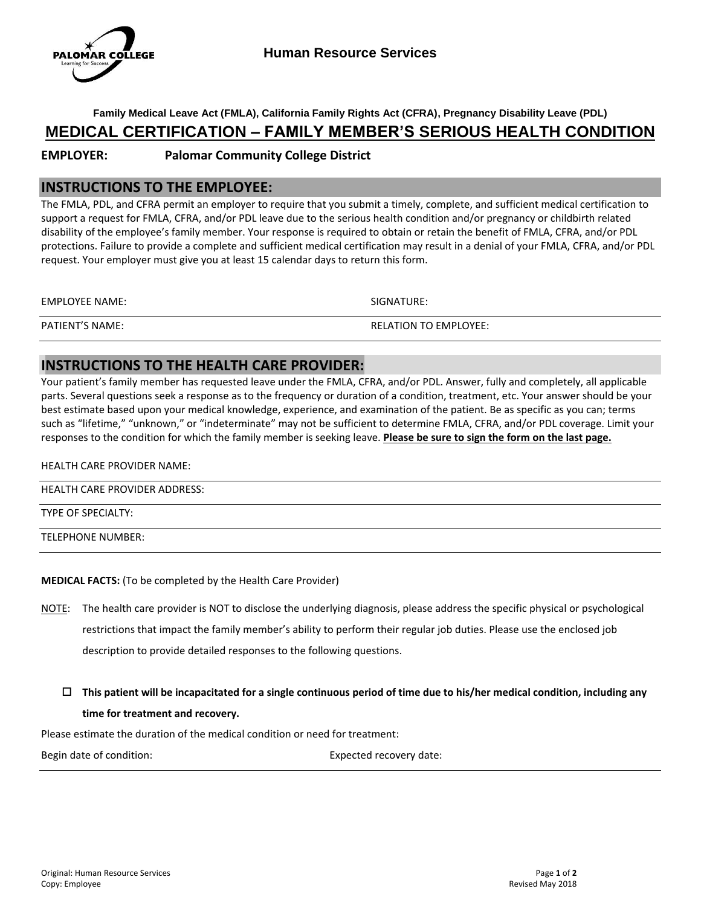Human Resource Services

Family Medical Leave Act (FMLA), California Family Rights Act (CFRA), Pregnancy Disability Leave (PDL)

# MEDICAL CERTIFICATION – FAMILY MEMBER'S SERIOUS HEALTH CONDITION

**EMPLOYER:** **Palomar Community College District**

## INSTRUCTIONS TO THE EMPLOYEE:

The FMLA, PDL, and CFRA permit an employer to require that you submit a timely, complete, and sufficient medical certification to support a request for FMLA, CFRA, and/or PDL leave due to the serious health condition and/or pregnancy or childbirth related disability of the employee's family member. Your response is required to obtain or retain the benefit of FMLA, CFRA, and/or PDL protections. Failure to provide a complete and sufficient medical certification may result in a denial of your FMLA, CFRA, and/or PDL request. Your employer must give you at least 15 calendar days to return this form.

EMPLOYEE NAME: SIGNATURE:

PATIENT'S NAME: RELATION TO EMPLOYEE:

## INSTRUCTIONS TO THE HEALTH CARE PROVIDER:

Your patient's family member has requested leave under the FMLA, CFRA, and/or PDL. Answer, fully and completely, all applicable parts. Several questions seek a response as to the frequency or duration of a condition, treatment, etc. Your answer should be your best estimate based upon your medical knowledge, experience, and examination of the patient. Be as specific as you can; terms such as "lifetime," "unknown," or "indeterminate" may not be sufficient to determine FMLA, CFRA, and/or PDL coverage. Limit your responses to the condition for which the family member is seeking leave. **Please be sure to sign the form on the last page.**

HEALTH CARE PROVIDER NAME:

HEALTH CARE PROVIDER ADDRESS:

TYPE OF SPECIALTY:

TELEPHONE NUMBER:

**MEDICAL FACTS:** (To be completed by the Health Care Provider)

NOTE: The health care provider is NOT to disclose the underlying diagnosis, please address the specific physical or psychological restrictions that impact the family member's ability to perform their regular job duties. Please use the enclosed job description to provide detailed responses to the following questions.

- ☐ **This patient will be incapacitated for a single continuous period of time due to his/her medical condition, including any time for treatment and recovery.**

Please estimate the duration of the medical condition or need for treatment:

Begin date of condition: Expected recovery date:

Original: Human Resource Services
Copy: Employee

Revised May 2018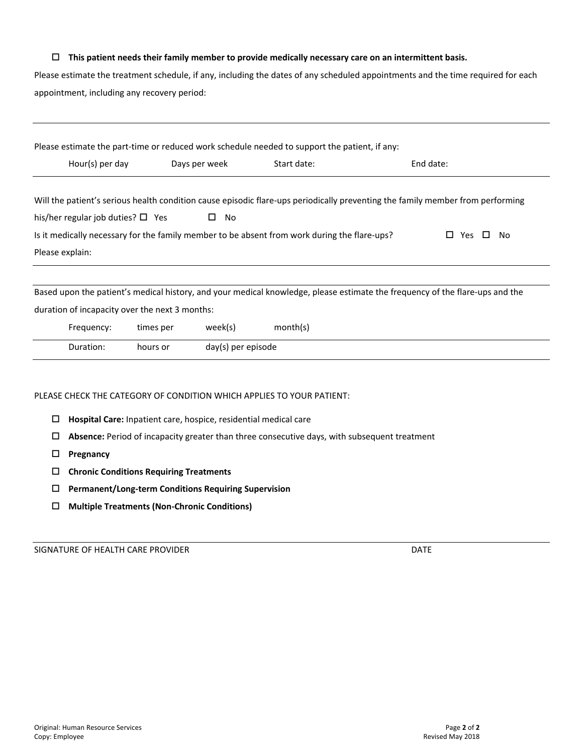☐ **This patient needs their family member to provide medically necessary care on an intermittent basis.**

Please estimate the treatment schedule, if any, including the dates of any scheduled appointments and the time required for each appointment, including any recovery period:

---

Please estimate the part-time or reduced work schedule needed to support the patient, if any:

Hour(s) per day    Days per week    Start date:    End date:

---

Will the patient's serious health condition cause episodic flare-ups periodically preventing the family member from performing his/her regular job duties? ☐ Yes ☐ No

Is it medically necessary for the family member to be absent from work during the flare-ups? ☐ Yes ☐ No

Please explain:

---

---

Based upon the patient's medical history, and your medical knowledge, please estimate the frequency of the flare-ups and the duration of incapacity over the next 3 months:

Frequency:    times per    week(s)    month(s)

Duration:    hours or    day(s) per episode

---

PLEASE CHECK THE CATEGORY OF CONDITION WHICH APPLIES TO YOUR PATIENT:

☐ **Hospital Care:** Inpatient care, hospice, residential medical care

☐ **Absence:** Period of incapacity greater than three consecutive days, with subsequent treatment

☐ **Pregnancy**

☐ **Chronic Conditions Requiring Treatments**

☐ **Permanent/Long-term Conditions Requiring Supervision**

☐ **Multiple Treatments (Non-Chronic Conditions)**

---

SIGNATURE OF HEALTH CARE PROVIDER    DATE

Original: Human Resource Services
Copy: Employee

Revised May 2018